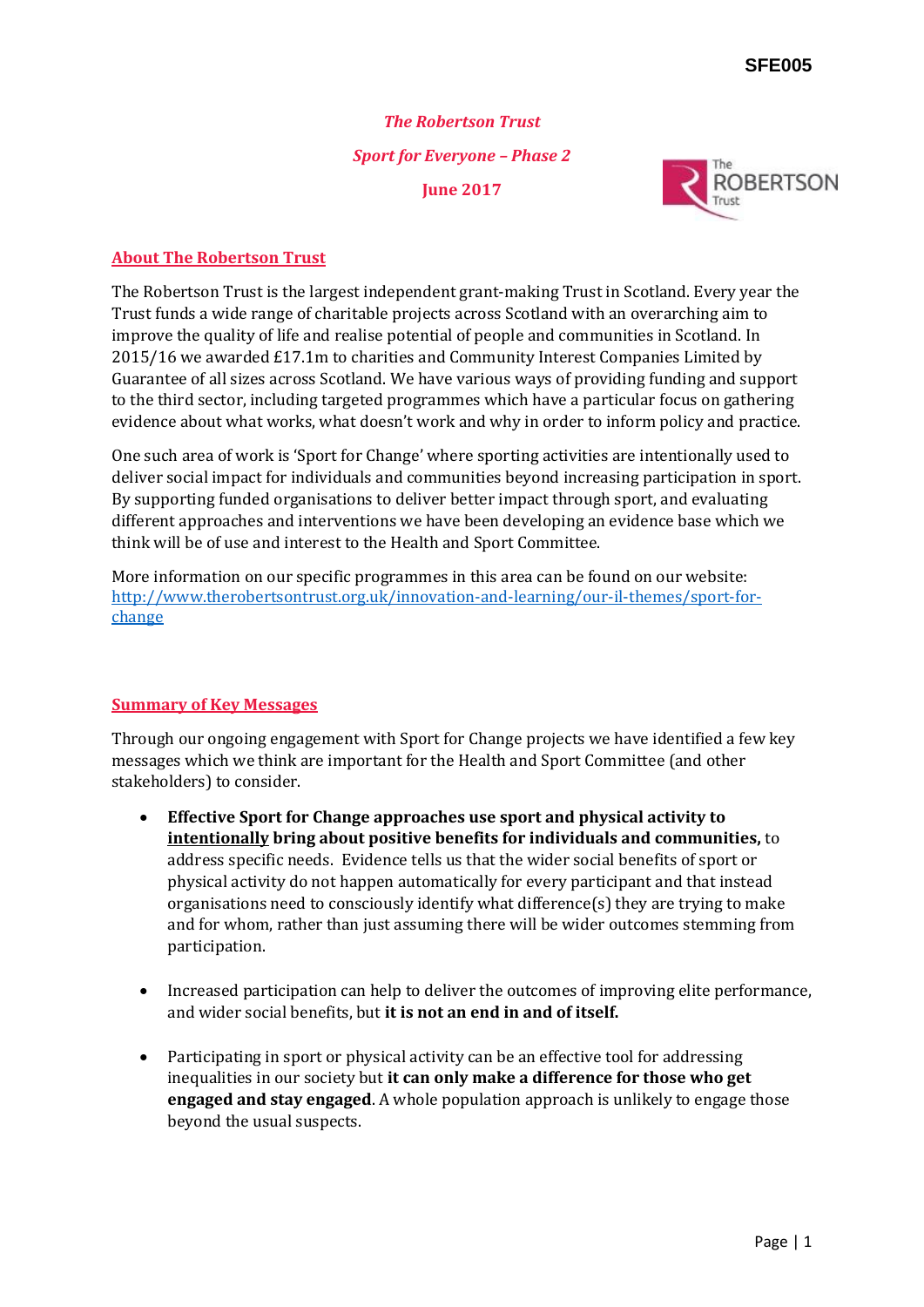SFE005

*The Robertson Trust*

*Sport for Everyone – Phase 2*

**June 2017**

## About The Robertson Trust

The Robertson Trust is the largest independent grant-making Trust in Scotland. Every year the Trust funds a wide range of charitable projects across Scotland with an overarching aim to improve the quality of life and realise potential of people and communities in Scotland. In 2015/16 we awarded £17.1m to charities and Community Interest Companies Limited by Guarantee of all sizes across Scotland. We have various ways of providing funding and support to the third sector, including targeted programmes which have a particular focus on gathering evidence about what works, what doesn't work and why in order to inform policy and practice.

One such area of work is 'Sport for Change' where sporting activities are intentionally used to deliver social impact for individuals and communities beyond increasing participation in sport. By supporting funded organisations to deliver better impact through sport, and evaluating different approaches and interventions we have been developing an evidence base which we think will be of use and interest to the Health and Sport Committee.

More information on our specific programmes in this area can be found on our website: [http://www.therobertsontrust.org.uk/innovation-and-learning/our-il-themes/sport-for-change](http://www.therobertsontrust.org.uk/innovation-and-learning/our-il-themes/sport-for-change)

## Summary of Key Messages

Through our ongoing engagement with Sport for Change projects we have identified a few key messages which we think are important for the Health and Sport Committee (and other stakeholders) to consider.

- **Effective Sport for Change approaches use sport and physical activity to <u>intentionally</u> bring about positive benefits for individuals and communities,** to address specific needs. Evidence tells us that the wider social benefits of sport or physical activity do not happen automatically for every participant and that instead organisations need to consciously identify what difference(s) they are trying to make and for whom, rather than just assuming there will be wider outcomes stemming from participation.

- Increased participation can help to deliver the outcomes of improving elite performance, and wider social benefits, but **it is not an end in and of itself.**

- Participating in sport or physical activity can be an effective tool for addressing inequalities in our society but **it can only make a difference for those who get engaged and stay engaged**. A whole population approach is unlikely to engage those beyond the usual suspects.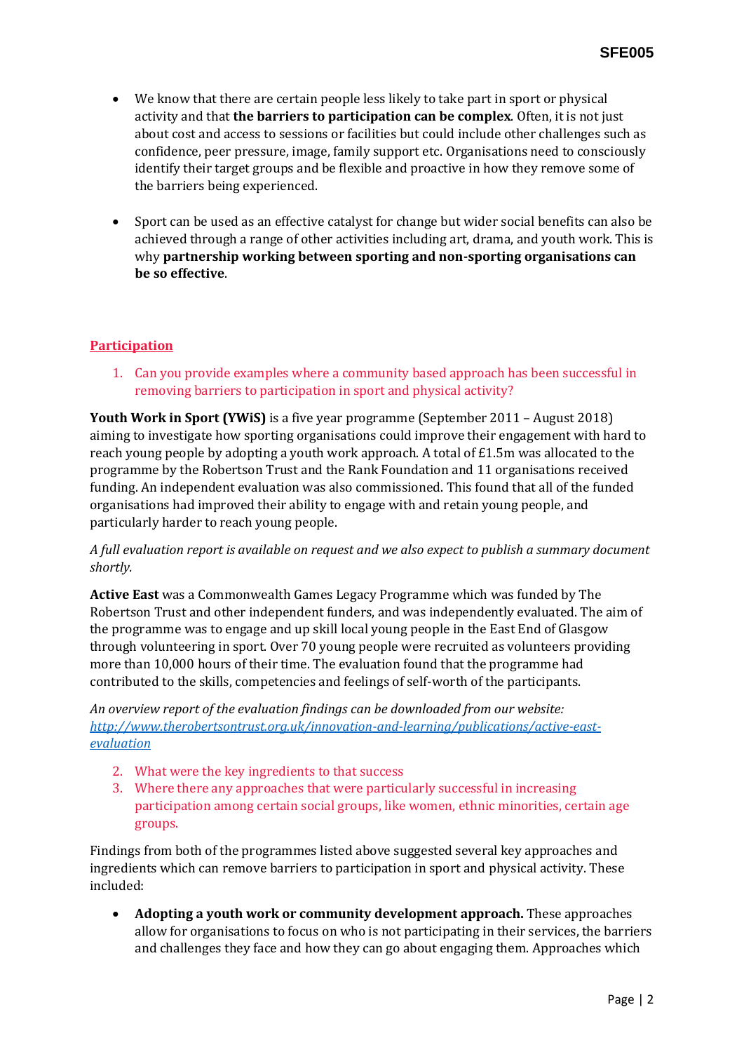- We know that there are certain people less likely to take part in sport or physical activity and that **the barriers to participation can be complex**. Often, it is not just about cost and access to sessions or facilities but could include other challenges such as confidence, peer pressure, image, family support etc. Organisations need to consciously identify their target groups and be flexible and proactive in how they remove some of the barriers being experienced.

- Sport can be used as an effective catalyst for change but wider social benefits can also be achieved through a range of other activities including art, drama, and youth work. This is why **partnership working between sporting and non-sporting organisations can be so effective**.

## Participation

1. Can you provide examples where a community based approach has been successful in removing barriers to participation in sport and physical activity?

**Youth Work in Sport (YWiS)** is a five year programme (September 2011 – August 2018) aiming to investigate how sporting organisations could improve their engagement with hard to reach young people by adopting a youth work approach. A total of £1.5m was allocated to the programme by the Robertson Trust and the Rank Foundation and 11 organisations received funding. An independent evaluation was also commissioned. This found that all of the funded organisations had improved their ability to engage with and retain young people, and particularly harder to reach young people.

*A full evaluation report is available on request and we also expect to publish a summary document shortly.*

**Active East** was a Commonwealth Games Legacy Programme which was funded by The Robertson Trust and other independent funders, and was independently evaluated. The aim of the programme was to engage and up skill local young people in the East End of Glasgow through volunteering in sport. Over 70 young people were recruited as volunteers providing more than 10,000 hours of their time. The evaluation found that the programme had contributed to the skills, competencies and feelings of self-worth of the participants.

*An overview report of the evaluation findings can be downloaded from our website: [http://www.therobertsontrust.org.uk/innovation-and-learning/publications/active-east-evaluation](http://www.therobertsontrust.org.uk/innovation-and-learning/publications/active-east-evaluation)*

2. What were the key ingredients to that success
3. Where there any approaches that were particularly successful in increasing participation among certain social groups, like women, ethnic minorities, certain age groups.

Findings from both of the programmes listed above suggested several key approaches and ingredients which can remove barriers to participation in sport and physical activity. These included:

- **Adopting a youth work or community development approach.** These approaches allow for organisations to focus on who is not participating in their services, the barriers and challenges they face and how they can go about engaging them. Approaches which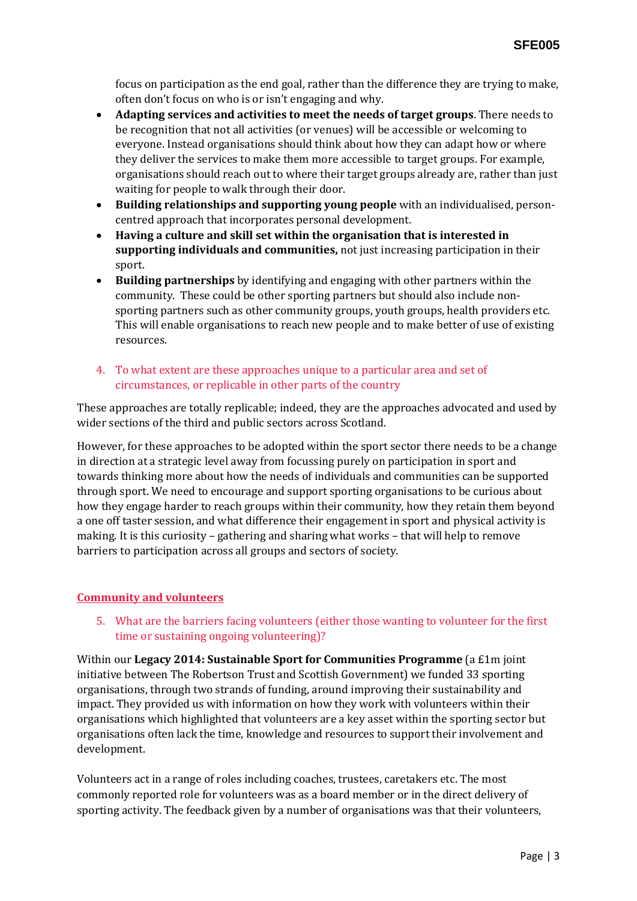focus on participation as the end goal, rather than the difference they are trying to make, often don't focus on who is or isn't engaging and why.

- **Adapting services and activities to meet the needs of target groups**. There needs to be recognition that not all activities (or venues) will be accessible or welcoming to everyone. Instead organisations should think about how they can adapt how or where they deliver the services to make them more accessible to target groups. For example, organisations should reach out to where their target groups already are, rather than just waiting for people to walk through their door.
- **Building relationships and supporting young people** with an individualised, person-centred approach that incorporates personal development.
- **Having a culture and skill set within the organisation that is interested in supporting individuals and communities,** not just increasing participation in their sport.
- **Building partnerships** by identifying and engaging with other partners within the community. These could be other sporting partners but should also include non-sporting partners such as other community groups, youth groups, health providers etc. This will enable organisations to reach new people and to make better of use of existing resources.

4. To what extent are these approaches unique to a particular area and set of circumstances, or replicable in other parts of the country

These approaches are totally replicable; indeed, they are the approaches advocated and used by wider sections of the third and public sectors across Scotland.

However, for these approaches to be adopted within the sport sector there needs to be a change in direction at a strategic level away from focussing purely on participation in sport and towards thinking more about how the needs of individuals and communities can be supported through sport. We need to encourage and support sporting organisations to be curious about how they engage harder to reach groups within their community, how they retain them beyond a one off taster session, and what difference their engagement in sport and physical activity is making. It is this curiosity – gathering and sharing what works – that will help to remove barriers to participation across all groups and sectors of society.

## Community and volunteers

5. What are the barriers facing volunteers (either those wanting to volunteer for the first time or sustaining ongoing volunteering)?

Within our **Legacy 2014: Sustainable Sport for Communities Programme** (a £1m joint initiative between The Robertson Trust and Scottish Government) we funded 33 sporting organisations, through two strands of funding, around improving their sustainability and impact. They provided us with information on how they work with volunteers within their organisations which highlighted that volunteers are a key asset within the sporting sector but organisations often lack the time, knowledge and resources to support their involvement and development.

Volunteers act in a range of roles including coaches, trustees, caretakers etc. The most commonly reported role for volunteers was as a board member or in the direct delivery of sporting activity. The feedback given by a number of organisations was that their volunteers,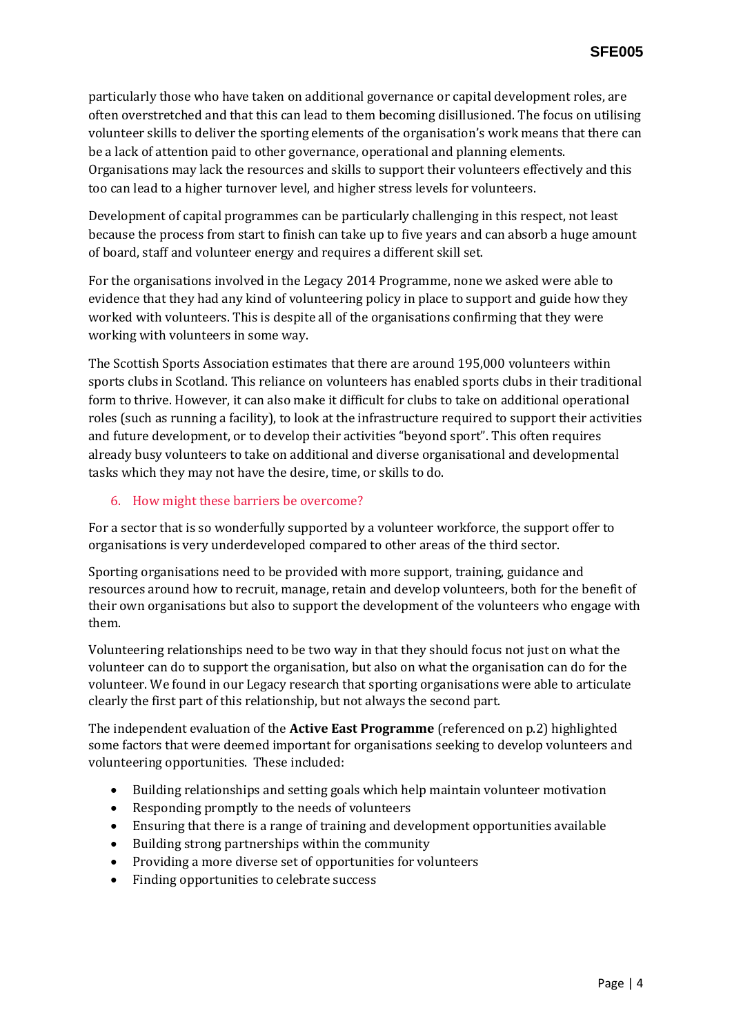particularly those who have taken on additional governance or capital development roles, are often overstretched and that this can lead to them becoming disillusioned. The focus on utilising volunteer skills to deliver the sporting elements of the organisation's work means that there can be a lack of attention paid to other governance, operational and planning elements. Organisations may lack the resources and skills to support their volunteers effectively and this too can lead to a higher turnover level, and higher stress levels for volunteers.

Development of capital programmes can be particularly challenging in this respect, not least because the process from start to finish can take up to five years and can absorb a huge amount of board, staff and volunteer energy and requires a different skill set.

For the organisations involved in the Legacy 2014 Programme, none we asked were able to evidence that they had any kind of volunteering policy in place to support and guide how they worked with volunteers. This is despite all of the organisations confirming that they were working with volunteers in some way.

The Scottish Sports Association estimates that there are around 195,000 volunteers within sports clubs in Scotland. This reliance on volunteers has enabled sports clubs in their traditional form to thrive. However, it can also make it difficult for clubs to take on additional operational roles (such as running a facility), to look at the infrastructure required to support their activities and future development, or to develop their activities "beyond sport". This often requires already busy volunteers to take on additional and diverse organisational and developmental tasks which they may not have the desire, time, or skills to do.

## 6. How might these barriers be overcome?

For a sector that is so wonderfully supported by a volunteer workforce, the support offer to organisations is very underdeveloped compared to other areas of the third sector.

Sporting organisations need to be provided with more support, training, guidance and resources around how to recruit, manage, retain and develop volunteers, both for the benefit of their own organisations but also to support the development of the volunteers who engage with them.

Volunteering relationships need to be two way in that they should focus not just on what the volunteer can do to support the organisation, but also on what the organisation can do for the volunteer. We found in our Legacy research that sporting organisations were able to articulate clearly the first part of this relationship, but not always the second part.

The independent evaluation of the **Active East Programme** (referenced on p.2) highlighted some factors that were deemed important for organisations seeking to develop volunteers and volunteering opportunities. These included:

- Building relationships and setting goals which help maintain volunteer motivation
- Responding promptly to the needs of volunteers
- Ensuring that there is a range of training and development opportunities available
- Building strong partnerships within the community
- Providing a more diverse set of opportunities for volunteers
- Finding opportunities to celebrate success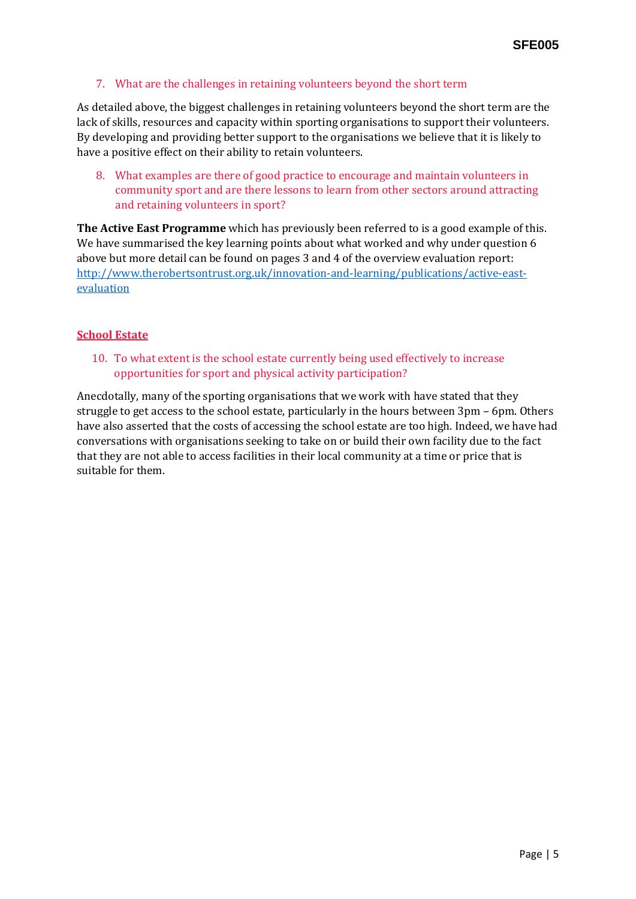7. What are the challenges in retaining volunteers beyond the short term

As detailed above, the biggest challenges in retaining volunteers beyond the short term are the lack of skills, resources and capacity within sporting organisations to support their volunteers. By developing and providing better support to the organisations we believe that it is likely to have a positive effect on their ability to retain volunteers.

8. What examples are there of good practice to encourage and maintain volunteers in community sport and are there lessons to learn from other sectors around attracting and retaining volunteers in sport?

**The Active East Programme** which has previously been referred to is a good example of this. We have summarised the key learning points about what worked and why under question 6 above but more detail can be found on pages 3 and 4 of the overview evaluation report: [http://www.therobertsontrust.org.uk/innovation-and-learning/publications/active-east-evaluation](http://www.therobertsontrust.org.uk/innovation-and-learning/publications/active-east-evaluation)

## School Estate

10. To what extent is the school estate currently being used effectively to increase opportunities for sport and physical activity participation?

Anecdotally, many of the sporting organisations that we work with have stated that they struggle to get access to the school estate, particularly in the hours between 3pm – 6pm. Others have also asserted that the costs of accessing the school estate are too high. Indeed, we have had conversations with organisations seeking to take on or build their own facility due to the fact that they are not able to access facilities in their local community at a time or price that is suitable for them.